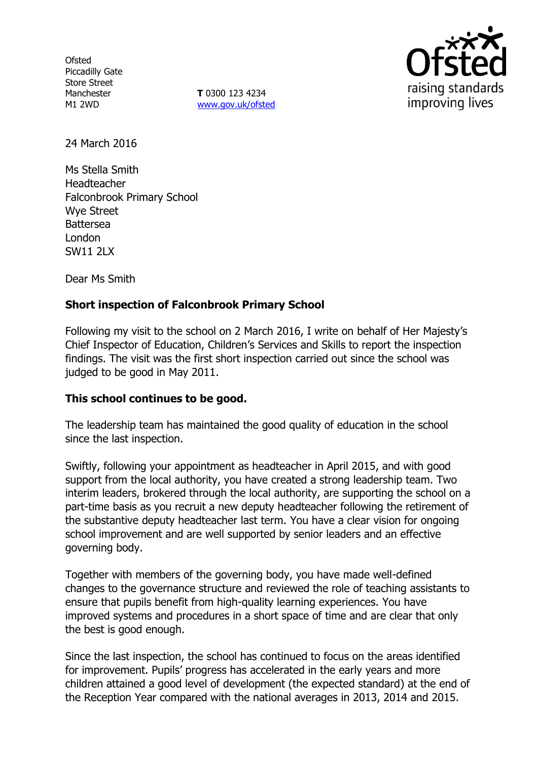Ofsted
Piccadilly Gate
Store Street
Manchester
M1 2WD

**T** 0300 123 4234
www.gov.uk/ofsted

24 March 2016

Ms Stella Smith
Headteacher
Falconbrook Primary School
Wye Street
Battersea
London
SW11 2LX

Dear Ms Smith

**Short inspection of Falconbrook Primary School**

Following my visit to the school on 2 March 2016, I write on behalf of Her Majesty's Chief Inspector of Education, Children's Services and Skills to report the inspection findings. The visit was the first short inspection carried out since the school was judged to be good in May 2011.

**This school continues to be good.**

The leadership team has maintained the good quality of education in the school since the last inspection.

Swiftly, following your appointment as headteacher in April 2015, and with good support from the local authority, you have created a strong leadership team. Two interim leaders, brokered through the local authority, are supporting the school on a part-time basis as you recruit a new deputy headteacher following the retirement of the substantive deputy headteacher last term. You have a clear vision for ongoing school improvement and are well supported by senior leaders and an effective governing body.

Together with members of the governing body, you have made well-defined changes to the governance structure and reviewed the role of teaching assistants to ensure that pupils benefit from high-quality learning experiences. You have improved systems and procedures in a short space of time and are clear that only the best is good enough.

Since the last inspection, the school has continued to focus on the areas identified for improvement. Pupils' progress has accelerated in the early years and more children attained a good level of development (the expected standard) at the end of the Reception Year compared with the national averages in 2013, 2014 and 2015.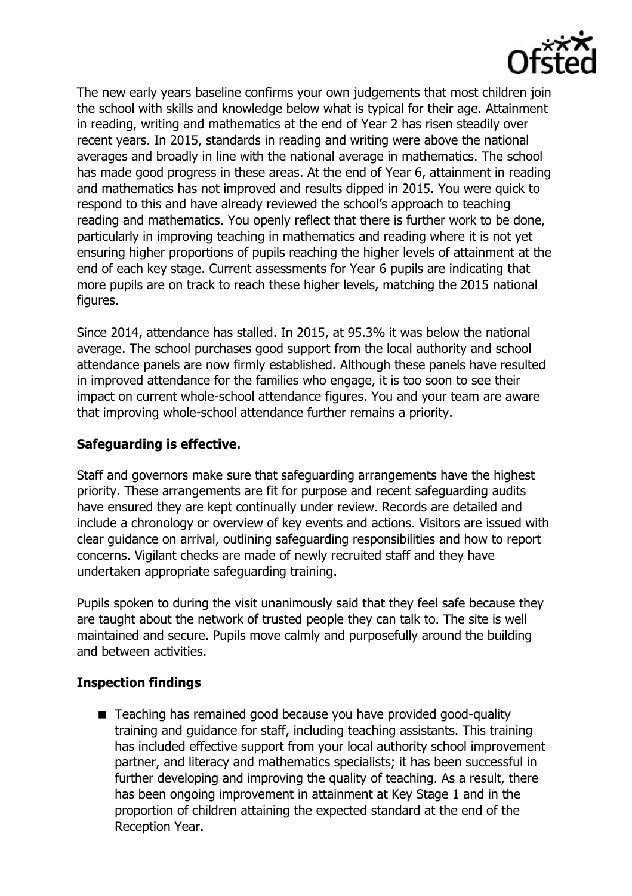The new early years baseline confirms your own judgements that most children join the school with skills and knowledge below what is typical for their age. Attainment in reading, writing and mathematics at the end of Year 2 has risen steadily over recent years. In 2015, standards in reading and writing were above the national averages and broadly in line with the national average in mathematics. The school has made good progress in these areas. At the end of Year 6, attainment in reading and mathematics has not improved and results dipped in 2015. You were quick to respond to this and have already reviewed the school's approach to teaching reading and mathematics. You openly reflect that there is further work to be done, particularly in improving teaching in mathematics and reading where it is not yet ensuring higher proportions of pupils reaching the higher levels of attainment at the end of each key stage. Current assessments for Year 6 pupils are indicating that more pupils are on track to reach these higher levels, matching the 2015 national figures.

Since 2014, attendance has stalled. In 2015, at 95.3% it was below the national average. The school purchases good support from the local authority and school attendance panels are now firmly established. Although these panels have resulted in improved attendance for the families who engage, it is too soon to see their impact on current whole-school attendance figures. You and your team are aware that improving whole-school attendance further remains a priority.

**Safeguarding is effective.**

Staff and governors make sure that safeguarding arrangements have the highest priority. These arrangements are fit for purpose and recent safeguarding audits have ensured they are kept continually under review. Records are detailed and include a chronology or overview of key events and actions. Visitors are issued with clear guidance on arrival, outlining safeguarding responsibilities and how to report concerns. Vigilant checks are made of newly recruited staff and they have undertaken appropriate safeguarding training.

Pupils spoken to during the visit unanimously said that they feel safe because they are taught about the network of trusted people they can talk to. The site is well maintained and secure. Pupils move calmly and purposefully around the building and between activities.

**Inspection findings**

- Teaching has remained good because you have provided good-quality training and guidance for staff, including teaching assistants. This training has included effective support from your local authority school improvement partner, and literacy and mathematics specialists; it has been successful in further developing and improving the quality of teaching. As a result, there has been ongoing improvement in attainment at Key Stage 1 and in the proportion of children attaining the expected standard at the end of the Reception Year.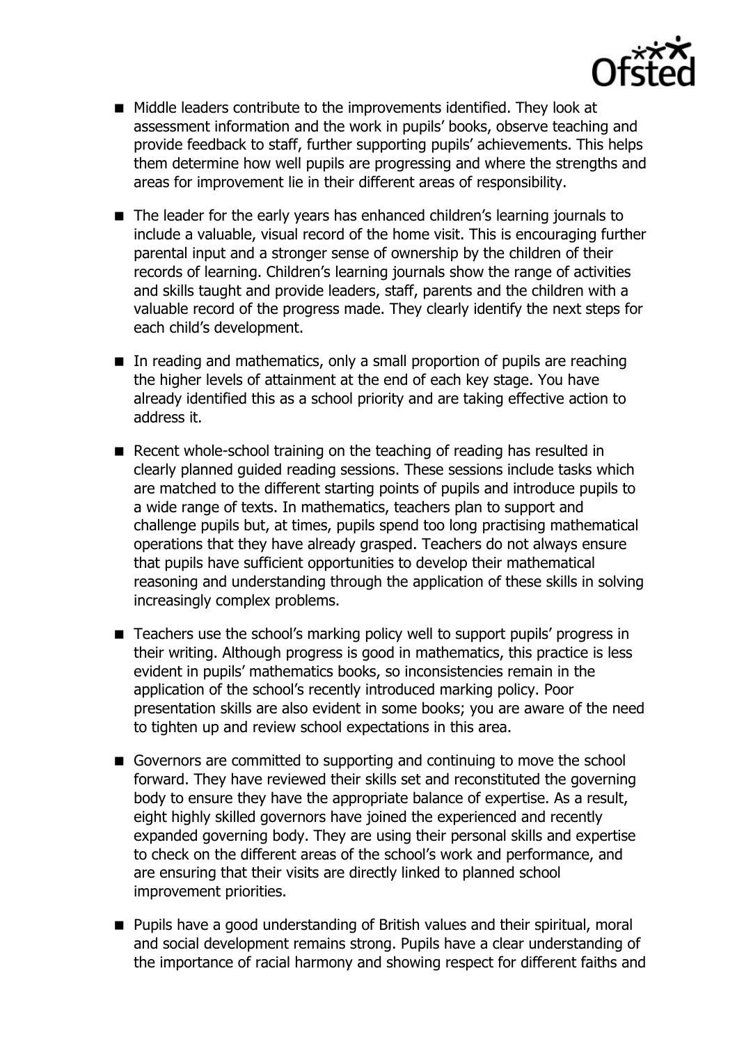- Middle leaders contribute to the improvements identified. They look at assessment information and the work in pupils' books, observe teaching and provide feedback to staff, further supporting pupils' achievements. This helps them determine how well pupils are progressing and where the strengths and areas for improvement lie in their different areas of responsibility.
- The leader for the early years has enhanced children's learning journals to include a valuable, visual record of the home visit. This is encouraging further parental input and a stronger sense of ownership by the children of their records of learning. Children's learning journals show the range of activities and skills taught and provide leaders, staff, parents and the children with a valuable record of the progress made. They clearly identify the next steps for each child's development.
- In reading and mathematics, only a small proportion of pupils are reaching the higher levels of attainment at the end of each key stage. You have already identified this as a school priority and are taking effective action to address it.
- Recent whole-school training on the teaching of reading has resulted in clearly planned guided reading sessions. These sessions include tasks which are matched to the different starting points of pupils and introduce pupils to a wide range of texts. In mathematics, teachers plan to support and challenge pupils but, at times, pupils spend too long practising mathematical operations that they have already grasped. Teachers do not always ensure that pupils have sufficient opportunities to develop their mathematical reasoning and understanding through the application of these skills in solving increasingly complex problems.
- Teachers use the school's marking policy well to support pupils' progress in their writing. Although progress is good in mathematics, this practice is less evident in pupils' mathematics books, so inconsistencies remain in the application of the school's recently introduced marking policy. Poor presentation skills are also evident in some books; you are aware of the need to tighten up and review school expectations in this area.
- Governors are committed to supporting and continuing to move the school forward. They have reviewed their skills set and reconstituted the governing body to ensure they have the appropriate balance of expertise. As a result, eight highly skilled governors have joined the experienced and recently expanded governing body. They are using their personal skills and expertise to check on the different areas of the school's work and performance, and are ensuring that their visits are directly linked to planned school improvement priorities.
- Pupils have a good understanding of British values and their spiritual, moral and social development remains strong. Pupils have a clear understanding of the importance of racial harmony and showing respect for different faiths and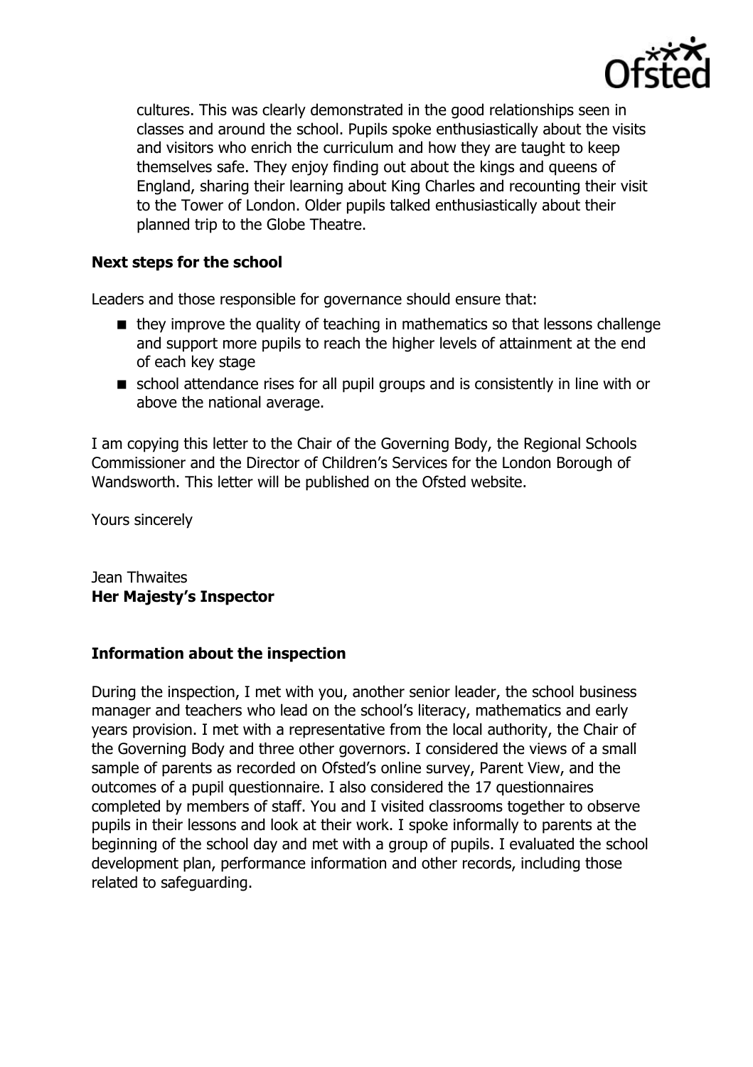cultures. This was clearly demonstrated in the good relationships seen in classes and around the school. Pupils spoke enthusiastically about the visits and visitors who enrich the curriculum and how they are taught to keep themselves safe. They enjoy finding out about the kings and queens of England, sharing their learning about King Charles and recounting their visit to the Tower of London. Older pupils talked enthusiastically about their planned trip to the Globe Theatre.

### Next steps for the school

Leaders and those responsible for governance should ensure that:

- they improve the quality of teaching in mathematics so that lessons challenge and support more pupils to reach the higher levels of attainment at the end of each key stage
- school attendance rises for all pupil groups and is consistently in line with or above the national average.

I am copying this letter to the Chair of the Governing Body, the Regional Schools Commissioner and the Director of Children's Services for the London Borough of Wandsworth. This letter will be published on the Ofsted website.

Yours sincerely

Jean Thwaites
**Her Majesty's Inspector**

### Information about the inspection

During the inspection, I met with you, another senior leader, the school business manager and teachers who lead on the school's literacy, mathematics and early years provision. I met with a representative from the local authority, the Chair of the Governing Body and three other governors. I considered the views of a small sample of parents as recorded on Ofsted's online survey, Parent View, and the outcomes of a pupil questionnaire. I also considered the 17 questionnaires completed by members of staff. You and I visited classrooms together to observe pupils in their lessons and look at their work. I spoke informally to parents at the beginning of the school day and met with a group of pupils. I evaluated the school development plan, performance information and other records, including those related to safeguarding.